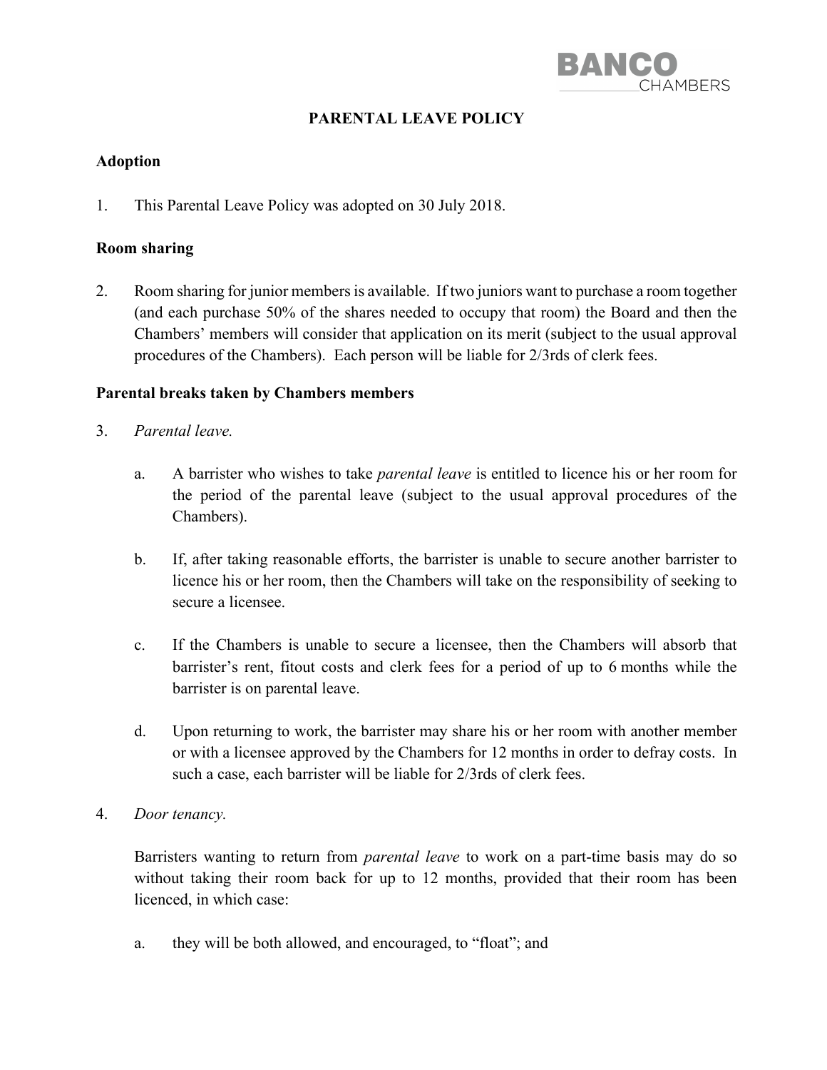BANCO CHAMBERS

# PARENTAL LEAVE POLICY

## Adoption

1. This Parental Leave Policy was adopted on 30 July 2018.

## Room sharing

2. Room sharing for junior members is available. If two juniors want to purchase a room together (and each purchase 50% of the shares needed to occupy that room) the Board and then the Chambers' members will consider that application on its merit (subject to the usual approval procedures of the Chambers). Each person will be liable for 2/3rds of clerk fees.

## Parental breaks taken by Chambers members

3. *Parental leave.*

   a. A barrister who wishes to take *parental leave* is entitled to licence his or her room for the period of the parental leave (subject to the usual approval procedures of the Chambers).

   b. If, after taking reasonable efforts, the barrister is unable to secure another barrister to licence his or her room, then the Chambers will take on the responsibility of seeking to secure a licensee.

   c. If the Chambers is unable to secure a licensee, then the Chambers will absorb that barrister's rent, fitout costs and clerk fees for a period of up to 6 months while the barrister is on parental leave.

   d. Upon returning to work, the barrister may share his or her room with another member or with a licensee approved by the Chambers for 12 months in order to defray costs. In such a case, each barrister will be liable for 2/3rds of clerk fees.

4. *Door tenancy.*

   Barristers wanting to return from *parental leave* to work on a part-time basis may do so without taking their room back for up to 12 months, provided that their room has been licenced, in which case:

   a. they will be both allowed, and encouraged, to "float"; and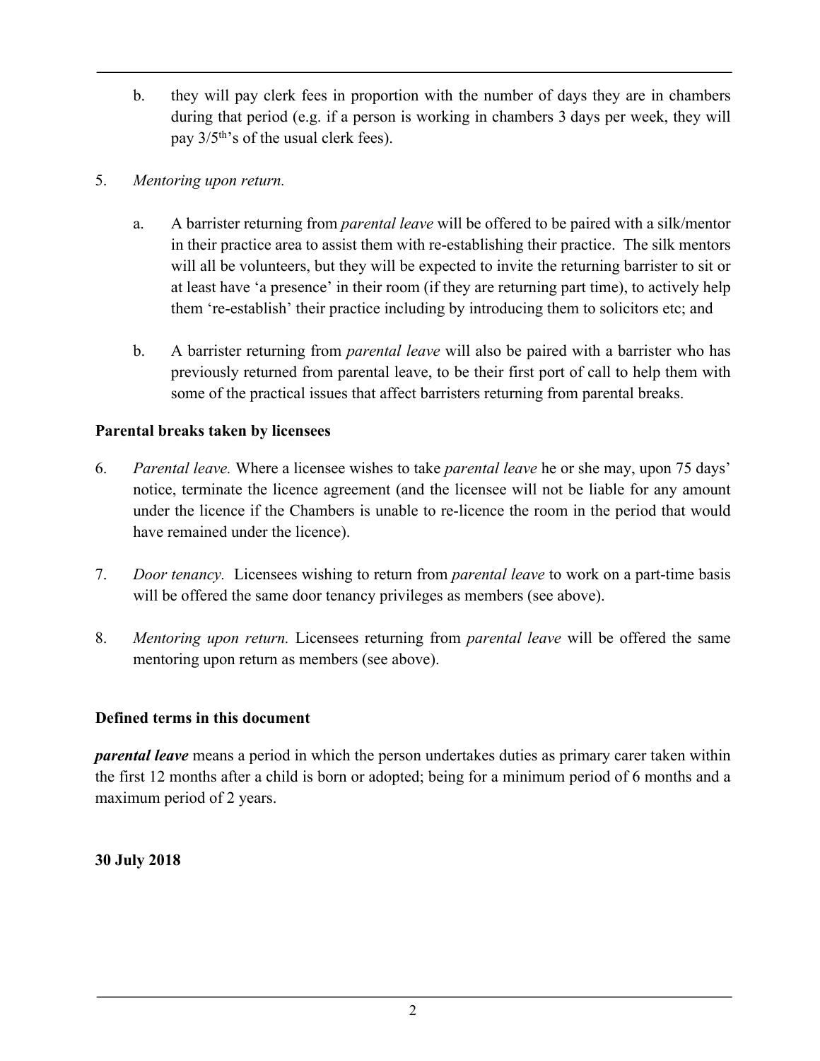b. they will pay clerk fees in proportion with the number of days they are in chambers during that period (e.g. if a person is working in chambers 3 days per week, they will pay 3/5th's of the usual clerk fees).

5. *Mentoring upon return.*

   a. A barrister returning from *parental leave* will be offered to be paired with a silk/mentor in their practice area to assist them with re-establishing their practice. The silk mentors will all be volunteers, but they will be expected to invite the returning barrister to sit or at least have 'a presence' in their room (if they are returning part time), to actively help them 're-establish' their practice including by introducing them to solicitors etc; and

   b. A barrister returning from *parental leave* will also be paired with a barrister who has previously returned from parental leave, to be their first port of call to help them with some of the practical issues that affect barristers returning from parental breaks.

**Parental breaks taken by licensees**

6. *Parental leave.* Where a licensee wishes to take *parental leave* he or she may, upon 75 days' notice, terminate the licence agreement (and the licensee will not be liable for any amount under the licence if the Chambers is unable to re-licence the room in the period that would have remained under the licence).

7. *Door tenancy.* Licensees wishing to return from *parental leave* to work on a part-time basis will be offered the same door tenancy privileges as members (see above).

8. *Mentoring upon return.* Licensees returning from *parental leave* will be offered the same mentoring upon return as members (see above).

**Defined terms in this document**

***parental leave*** means a period in which the person undertakes duties as primary carer taken within the first 12 months after a child is born or adopted; being for a minimum period of 6 months and a maximum period of 2 years.

**30 July 2018**